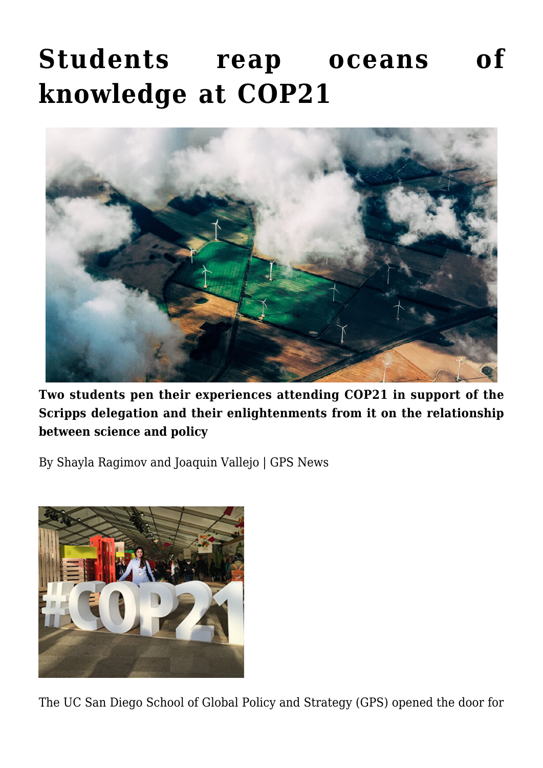# Students reap oceans of knowledge at COP21

**Two students pen their experiences attending COP21 in support of the Scripps delegation and their enlightenments from it on the relationship between science and policy**

By Shayla Ragimov and Joaquin Vallejo | GPS News

The UC San Diego School of Global Policy and Strategy (GPS) opened the door for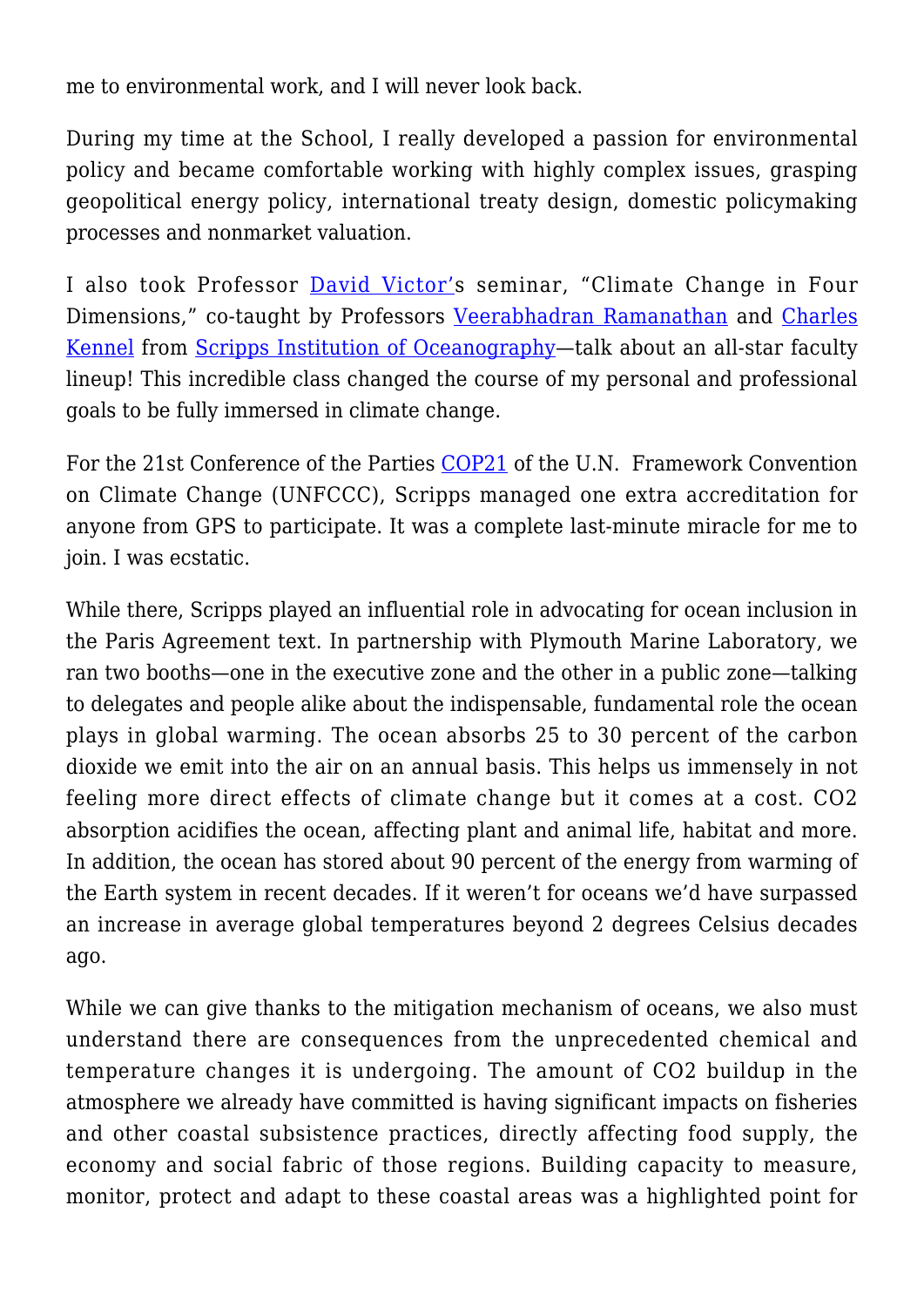me to environmental work, and I will never look back.

During my time at the School, I really developed a passion for environmental policy and became comfortable working with highly complex issues, grasping geopolitical energy policy, international treaty design, domestic policymaking processes and nonmarket valuation.

I also took Professor David Victor's seminar, "Climate Change in Four Dimensions," co-taught by Professors Veerabhadran Ramanathan and Charles Kennel from Scripps Institution of Oceanography—talk about an all-star faculty lineup! This incredible class changed the course of my personal and professional goals to be fully immersed in climate change.

For the 21st Conference of the Parties COP21 of the U.N. Framework Convention on Climate Change (UNFCCC), Scripps managed one extra accreditation for anyone from GPS to participate. It was a complete last-minute miracle for me to join. I was ecstatic.

While there, Scripps played an influential role in advocating for ocean inclusion in the Paris Agreement text. In partnership with Plymouth Marine Laboratory, we ran two booths—one in the executive zone and the other in a public zone—talking to delegates and people alike about the indispensable, fundamental role the ocean plays in global warming. The ocean absorbs 25 to 30 percent of the carbon dioxide we emit into the air on an annual basis. This helps us immensely in not feeling more direct effects of climate change but it comes at a cost. $CO_2$ absorption acidifies the ocean, affecting plant and animal life, habitat and more. In addition, the ocean has stored about 90 percent of the energy from warming of the Earth system in recent decades. If it weren't for oceans we'd have surpassed an increase in average global temperatures beyond 2 degrees Celsius decades ago.

While we can give thanks to the mitigation mechanism of oceans, we also must understand there are consequences from the unprecedented chemical and temperature changes it is undergoing. The amount of $CO_2$ buildup in the atmosphere we already have committed is having significant impacts on fisheries and other coastal subsistence practices, directly affecting food supply, the economy and social fabric of those regions. Building capacity to measure, monitor, protect and adapt to these coastal areas was a highlighted point for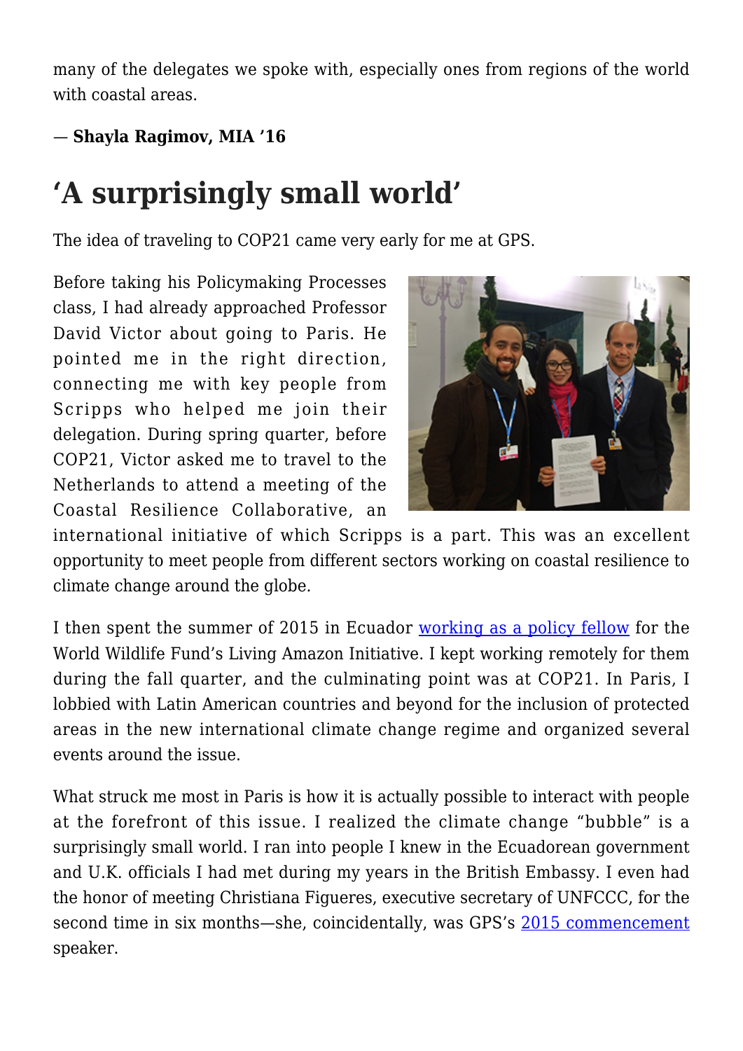many of the delegates we spoke with, especially ones from regions of the world with coastal areas.

— **Shayla Ragimov, MIA '16**

## 'A surprisingly small world'

The idea of traveling to COP21 came very early for me at GPS.

Before taking his Policymaking Processes class, I had already approached Professor David Victor about going to Paris. He pointed me in the right direction, connecting me with key people from Scripps who helped me join their delegation. During spring quarter, before COP21, Victor asked me to travel to the Netherlands to attend a meeting of the Coastal Resilience Collaborative, an international initiative of which Scripps is a part. This was an excellent opportunity to meet people from different sectors working on coastal resilience to climate change around the globe.

I then spent the summer of 2015 in Ecuador working as a policy fellow for the World Wildlife Fund's Living Amazon Initiative. I kept working remotely for them during the fall quarter, and the culminating point was at COP21. In Paris, I lobbied with Latin American countries and beyond for the inclusion of protected areas in the new international climate change regime and organized several events around the issue.

What struck me most in Paris is how it is actually possible to interact with people at the forefront of this issue. I realized the climate change "bubble" is a surprisingly small world. I ran into people I knew in the Ecuadorean government and U.K. officials I had met during my years in the British Embassy. I even had the honor of meeting Christiana Figueres, executive secretary of UNFCCC, for the second time in six months—she, coincidentally, was GPS's 2015 commencement speaker.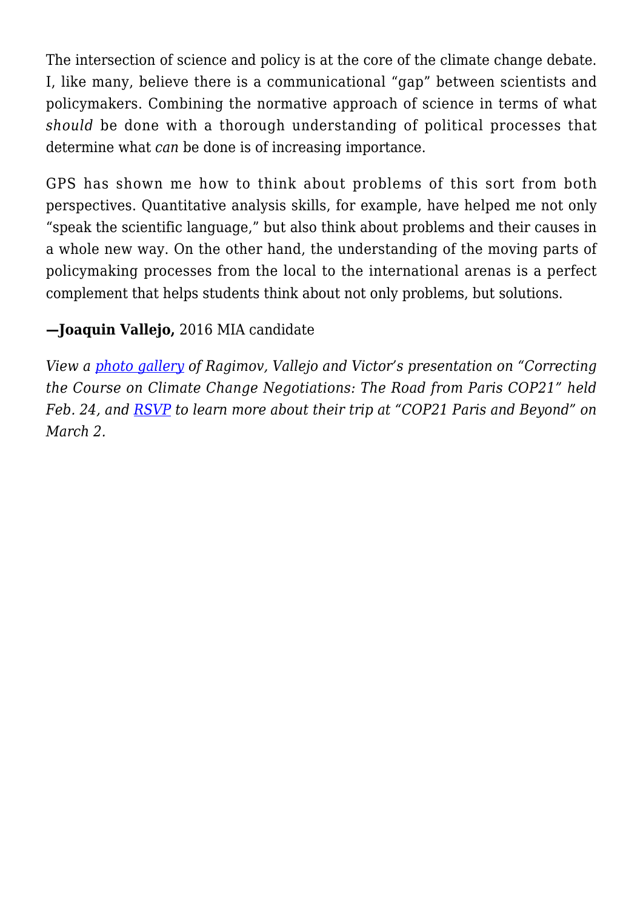The intersection of science and policy is at the core of the climate change debate. I, like many, believe there is a communicational "gap" between scientists and policymakers. Combining the normative approach of science in terms of what *should* be done with a thorough understanding of political processes that determine what *can* be done is of increasing importance.

GPS has shown me how to think about problems of this sort from both perspectives. Quantitative analysis skills, for example, have helped me not only "speak the scientific language," but also think about problems and their causes in a whole new way. On the other hand, the understanding of the moving parts of policymaking processes from the local to the international arenas is a perfect complement that helps students think about not only problems, but solutions.

**—Joaquin Vallejo,** 2016 MIA candidate

*View a photo gallery of Ragimov, Vallejo and Victor's presentation on "Correcting the Course on Climate Change Negotiations: The Road from Paris COP21" held Feb. 24, and RSVP to learn more about their trip at "COP21 Paris and Beyond" on March 2.*